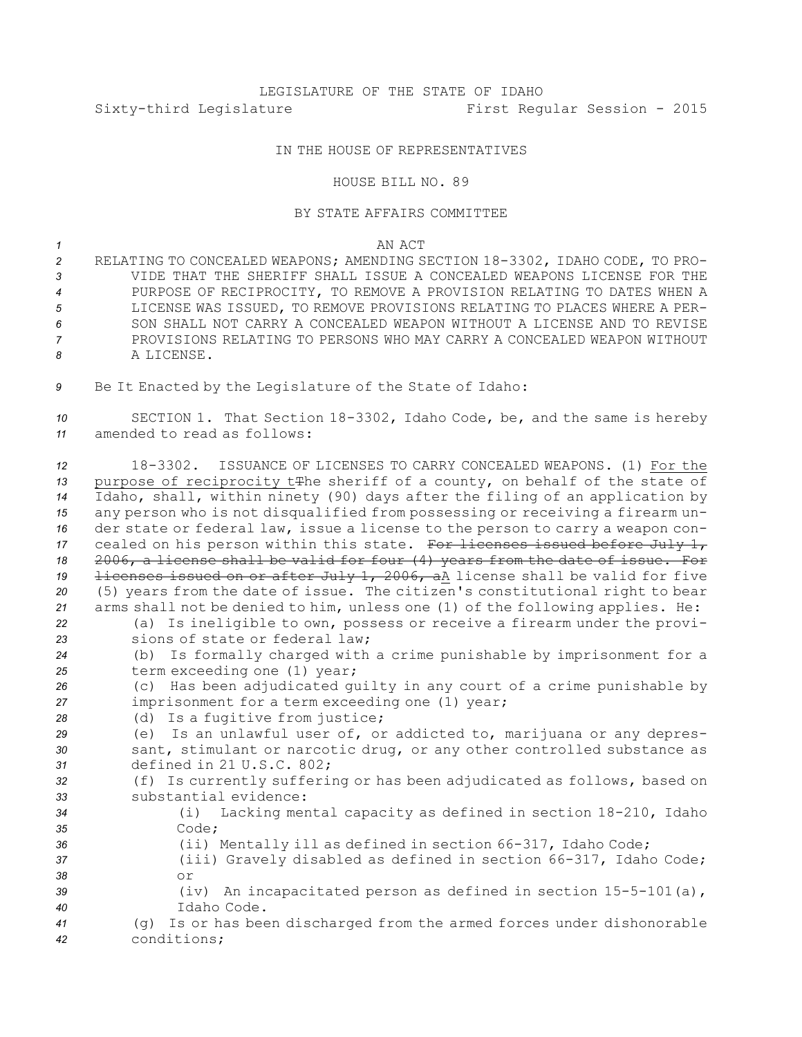LEGISLATURE OF THE STATE OF IDAHO
Sixty-third Legislature First Regular Session - 2015

IN THE HOUSE OF REPRESENTATIVES

HOUSE BILL NO. 89

BY STATE AFFAIRS COMMITTEE

AN ACT

RELATING TO CONCEALED WEAPONS; AMENDING SECTION 18-3302, IDAHO CODE, TO PROVIDE THAT THE SHERIFF SHALL ISSUE A CONCEALED WEAPONS LICENSE FOR THE PURPOSE OF RECIPROCITY, TO REMOVE A PROVISION RELATING TO DATES WHEN A LICENSE WAS ISSUED, TO REMOVE PROVISIONS RELATING TO PLACES WHERE A PERSON SHALL NOT CARRY A CONCEALED WEAPON WITHOUT A LICENSE AND TO REVISE PROVISIONS RELATING TO PERSONS WHO MAY CARRY A CONCEALED WEAPON WITHOUT A LICENSE.

Be It Enacted by the Legislature of the State of Idaho:

SECTION 1. That Section 18-3302, Idaho Code, be, and the same is hereby amended to read as follows:

18-3302. ISSUANCE OF LICENSES TO CARRY CONCEALED WEAPONS. (1) For the purpose of reciprocity tThe sheriff of a county, on behalf of the state of Idaho, shall, within ninety (90) days after the filing of an application by any person who is not disqualified from possessing or receiving a firearm under state or federal law, issue a license to the person to carry a weapon concealed on his person within this state. ~~For licenses issued before July 1, 2006, a license shall be valid for four (4) years from the date of issue. For licenses issued on or after July 1, 2006, a~~A license shall be valid for five (5) years from the date of issue. The citizen's constitutional right to bear arms shall not be denied to him, unless one (1) of the following applies. He:

(a) Is ineligible to own, possess or receive a firearm under the provisions of state or federal law;

(b) Is formally charged with a crime punishable by imprisonment for a term exceeding one (1) year;

(c) Has been adjudicated guilty in any court of a crime punishable by imprisonment for a term exceeding one (1) year;

(d) Is a fugitive from justice;

(e) Is an unlawful user of, or addicted to, marijuana or any depressant, stimulant or narcotic drug, or any other controlled substance as defined in 21 U.S.C. 802;

(f) Is currently suffering or has been adjudicated as follows, based on substantial evidence:

(i) Lacking mental capacity as defined in section 18-210, Idaho Code;

(ii) Mentally ill as defined in section 66-317, Idaho Code;

(iii) Gravely disabled as defined in section 66-317, Idaho Code; or

(iv) An incapacitated person as defined in section 15-5-101(a), Idaho Code.

(g) Is or has been discharged from the armed forces under dishonorable conditions;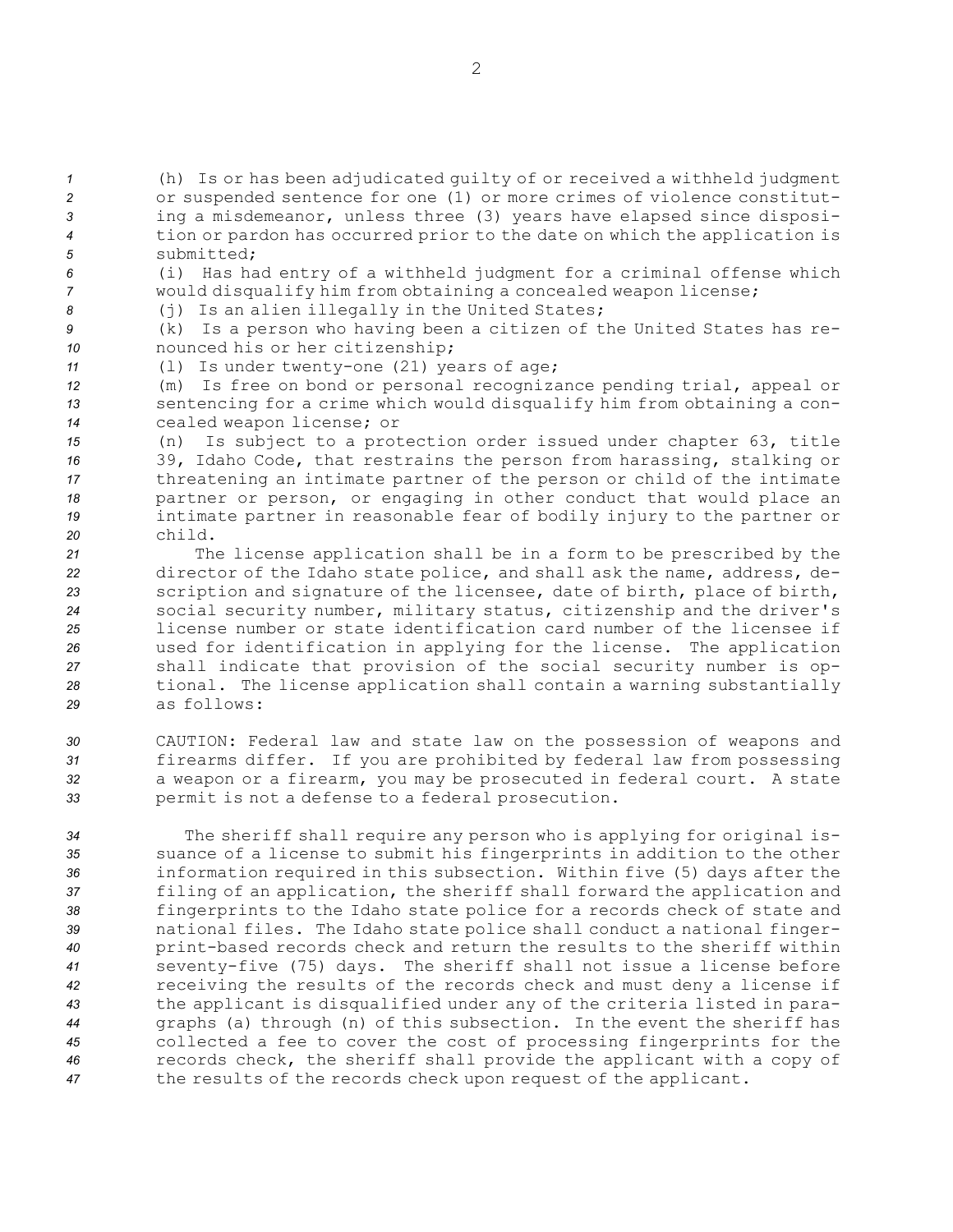(h) Is or has been adjudicated guilty of or received a withheld judgment or suspended sentence for one (1) or more crimes of violence constituting a misdemeanor, unless three (3) years have elapsed since disposition or pardon has occurred prior to the date on which the application is submitted;

(i) Has had entry of a withheld judgment for a criminal offense which would disqualify him from obtaining a concealed weapon license;

(j) Is an alien illegally in the United States;

(k) Is a person who having been a citizen of the United States has renounced his or her citizenship;

(l) Is under twenty-one (21) years of age;

(m) Is free on bond or personal recognizance pending trial, appeal or sentencing for a crime which would disqualify him from obtaining a concealed weapon license; or

(n) Is subject to a protection order issued under chapter 63, title 39, Idaho Code, that restrains the person from harassing, stalking or threatening an intimate partner of the person or child of the intimate partner or person, or engaging in other conduct that would place an intimate partner in reasonable fear of bodily injury to the partner or child.

The license application shall be in a form to be prescribed by the director of the Idaho state police, and shall ask the name, address, description and signature of the licensee, date of birth, place of birth, social security number, military status, citizenship and the driver's license number or state identification card number of the licensee if used for identification in applying for the license. The application shall indicate that provision of the social security number is optional. The license application shall contain a warning substantially as follows:

CAUTION: Federal law and state law on the possession of weapons and firearms differ. If you are prohibited by federal law from possessing a weapon or a firearm, you may be prosecuted in federal court. A state permit is not a defense to a federal prosecution.

The sheriff shall require any person who is applying for original issuance of a license to submit his fingerprints in addition to the other information required in this subsection. Within five (5) days after the filing of an application, the sheriff shall forward the application and fingerprints to the Idaho state police for a records check of state and national files. The Idaho state police shall conduct a national fingerprint-based records check and return the results to the sheriff within seventy-five (75) days. The sheriff shall not issue a license before receiving the results of the records check and must deny a license if the applicant is disqualified under any of the criteria listed in paragraphs (a) through (n) of this subsection. In the event the sheriff has collected a fee to cover the cost of processing fingerprints for the records check, the sheriff shall provide the applicant with a copy of the results of the records check upon request of the applicant.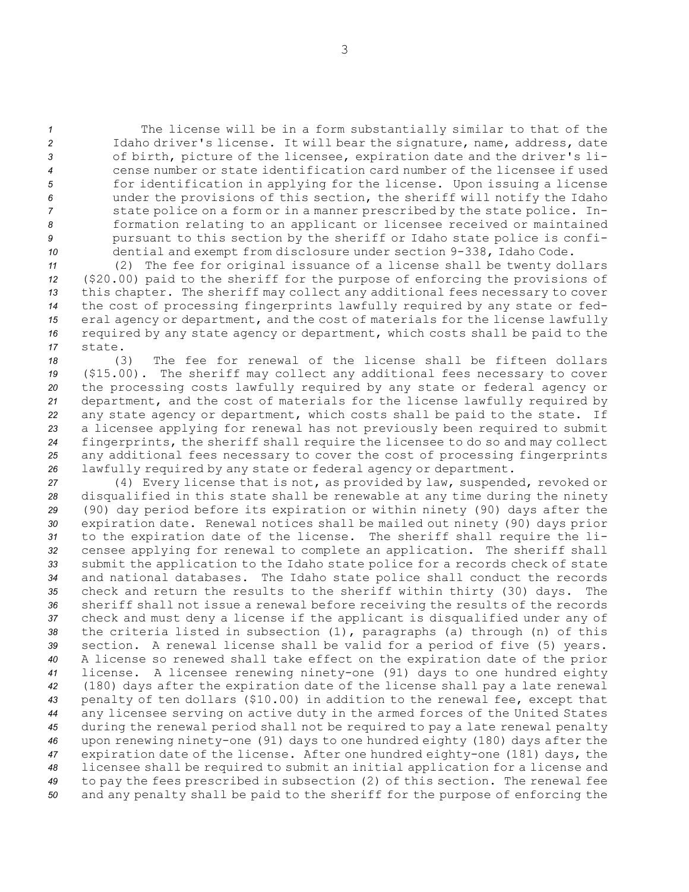The license will be in a form substantially similar to that of the Idaho driver's license. It will bear the signature, name, address, date of birth, picture of the licensee, expiration date and the driver's license number or state identification card number of the licensee if used for identification in applying for the license. Upon issuing a license under the provisions of this section, the sheriff will notify the Idaho state police on a form or in a manner prescribed by the state police. Information relating to an applicant or licensee received or maintained pursuant to this section by the sheriff or Idaho state police is confidential and exempt from disclosure under section 9-338, Idaho Code.

(2) The fee for original issuance of a license shall be twenty dollars ($20.00) paid to the sheriff for the purpose of enforcing the provisions of this chapter. The sheriff may collect any additional fees necessary to cover the cost of processing fingerprints lawfully required by any state or federal agency or department, and the cost of materials for the license lawfully required by any state agency or department, which costs shall be paid to the state.

(3) The fee for renewal of the license shall be fifteen dollars ($15.00). The sheriff may collect any additional fees necessary to cover the processing costs lawfully required by any state or federal agency or department, and the cost of materials for the license lawfully required by any state agency or department, which costs shall be paid to the state. If a licensee applying for renewal has not previously been required to submit fingerprints, the sheriff shall require the licensee to do so and may collect any additional fees necessary to cover the cost of processing fingerprints lawfully required by any state or federal agency or department.

(4) Every license that is not, as provided by law, suspended, revoked or disqualified in this state shall be renewable at any time during the ninety (90) day period before its expiration or within ninety (90) days after the expiration date. Renewal notices shall be mailed out ninety (90) days prior to the expiration date of the license. The sheriff shall require the licensee applying for renewal to complete an application. The sheriff shall submit the application to the Idaho state police for a records check of state and national databases. The Idaho state police shall conduct the records check and return the results to the sheriff within thirty (30) days. The sheriff shall not issue a renewal before receiving the results of the records check and must deny a license if the applicant is disqualified under any of the criteria listed in subsection (1), paragraphs (a) through (n) of this section. A renewal license shall be valid for a period of five (5) years. A license so renewed shall take effect on the expiration date of the prior license. A licensee renewing ninety-one (91) days to one hundred eighty (180) days after the expiration date of the license shall pay a late renewal penalty of ten dollars ($10.00) in addition to the renewal fee, except that any licensee serving on active duty in the armed forces of the United States during the renewal period shall not be required to pay a late renewal penalty upon renewing ninety-one (91) days to one hundred eighty (180) days after the expiration date of the license. After one hundred eighty-one (181) days, the licensee shall be required to submit an initial application for a license and to pay the fees prescribed in subsection (2) of this section. The renewal fee and any penalty shall be paid to the sheriff for the purpose of enforcing the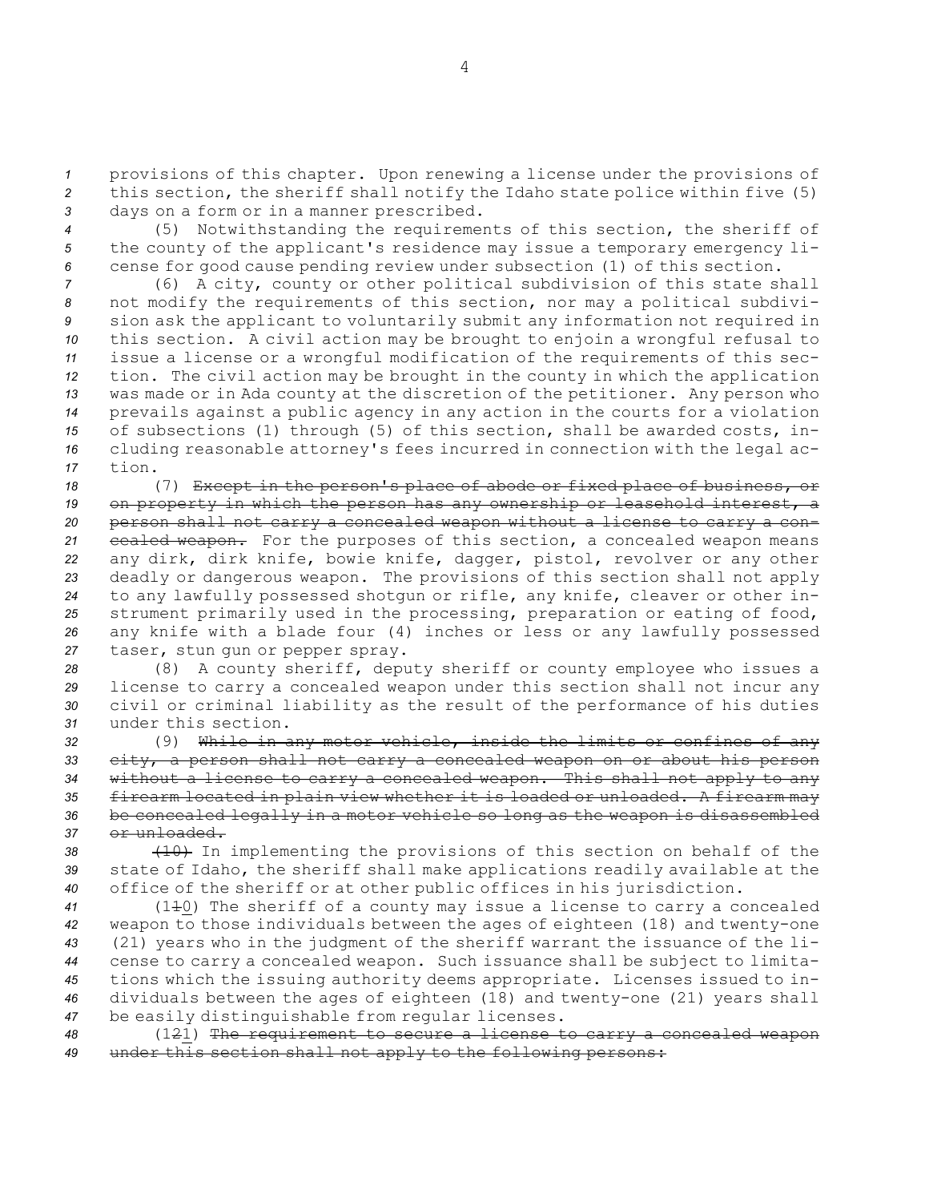provisions of this chapter. Upon renewing a license under the provisions of this section, the sheriff shall notify the Idaho state police within five (5) days on a form or in a manner prescribed.

(5) Notwithstanding the requirements of this section, the sheriff of the county of the applicant's residence may issue a temporary emergency license for good cause pending review under subsection (1) of this section.

(6) A city, county or other political subdivision of this state shall not modify the requirements of this section, nor may a political subdivision ask the applicant to voluntarily submit any information not required in this section. A civil action may be brought to enjoin a wrongful refusal to issue a license or a wrongful modification of the requirements of this section. The civil action may be brought in the county in which the application was made or in Ada county at the discretion of the petitioner. Any person who prevails against a public agency in any action in the courts for a violation of subsections (1) through (5) of this section, shall be awarded costs, including reasonable attorney's fees incurred in connection with the legal action.

(7) ~~Except in the person's place of abode or fixed place of business, or on property in which the person has any ownership or leasehold interest, a person shall not carry a concealed weapon without a license to carry a concealed weapon.~~ For the purposes of this section, a concealed weapon means any dirk, dirk knife, bowie knife, dagger, pistol, revolver or any other deadly or dangerous weapon. The provisions of this section shall not apply to any lawfully possessed shotgun or rifle, any knife, cleaver or other instrument primarily used in the processing, preparation or eating of food, any knife with a blade four (4) inches or less or any lawfully possessed taser, stun gun or pepper spray.

(8) A county sheriff, deputy sheriff or county employee who issues a license to carry a concealed weapon under this section shall not incur any civil or criminal liability as the result of the performance of his duties under this section.

(9) ~~While in any motor vehicle, inside the limits or confines of any city, a person shall not carry a concealed weapon on or about his person without a license to carry a concealed weapon. This shall not apply to any firearm located in plain view whether it is loaded or unloaded. A firearm may be concealed legally in a motor vehicle so long as the weapon is disassembled or unloaded.~~

~~(10)~~ In implementing the provisions of this section on behalf of the state of Idaho, the sheriff shall make applications readily available at the office of the sheriff or at other public offices in his jurisdiction.

(1~~1~~0) The sheriff of a county may issue a license to carry a concealed weapon to those individuals between the ages of eighteen (18) and twenty-one (21) years who in the judgment of the sheriff warrant the issuance of the license to carry a concealed weapon. Such issuance shall be subject to limitations which the issuing authority deems appropriate. Licenses issued to individuals between the ages of eighteen (18) and twenty-one (21) years shall be easily distinguishable from regular licenses.

(1~~2~~1) ~~The requirement to secure a license to carry a concealed weapon under this section shall not apply to the following persons:~~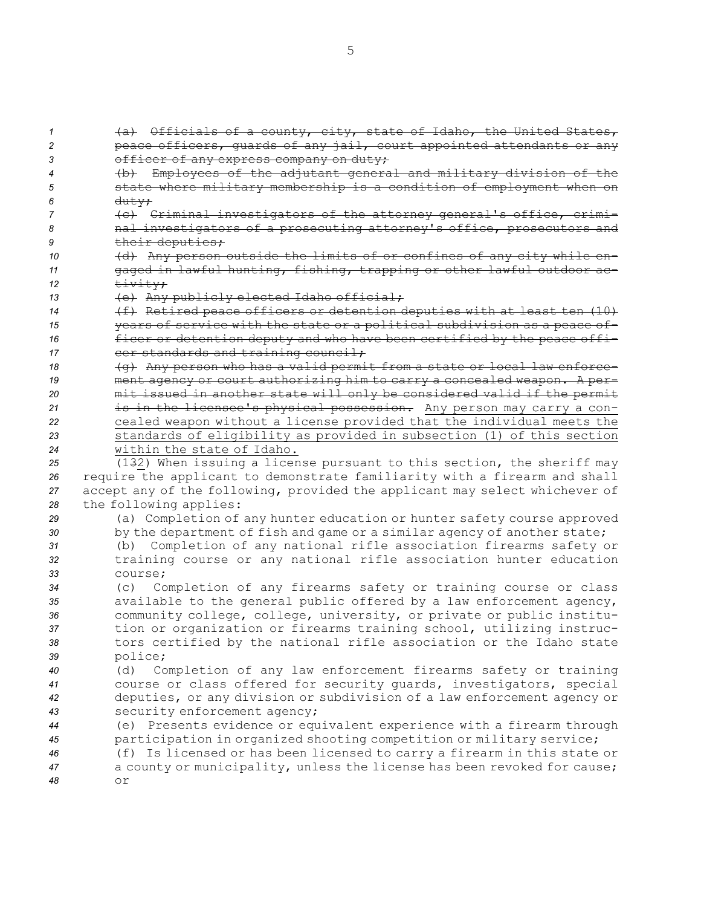~~(a) Officials of a county, city, state of Idaho, the United States, peace officers, guards of any jail, court appointed attendants or any officer of any express company on duty;~~

~~(b) Employees of the adjutant general and military division of the state where military membership is a condition of employment when on duty;~~

~~(c) Criminal investigators of the attorney general's office, criminal investigators of a prosecuting attorney's office, prosecutors and their deputies;~~

~~(d) Any person outside the limits of or confines of any city while engaged in lawful hunting, fishing, trapping or other lawful outdoor activity;~~

~~(e) Any publicly elected Idaho official;~~

~~(f) Retired peace officers or detention deputies with at least ten (10) years of service with the state or a political subdivision as a peace officer or detention deputy and who have been certified by the peace officer standards and training council;~~

~~(g) Any person who has a valid permit from a state or local law enforcement agency or court authorizing him to carry a concealed weapon. A permit issued in another state will only be considered valid if the permit is in the licensee's physical possession.~~ Any person may carry a concealed weapon without a license provided that the individual meets the standards of eligibility as provided in subsection (1) of this section within the state of Idaho.

(1~~3~~2) When issuing a license pursuant to this section, the sheriff may require the applicant to demonstrate familiarity with a firearm and shall accept any of the following, provided the applicant may select whichever of the following applies:

(a) Completion of any hunter education or hunter safety course approved by the department of fish and game or a similar agency of another state;

(b) Completion of any national rifle association firearms safety or training course or any national rifle association hunter education course;

(c) Completion of any firearms safety or training course or class available to the general public offered by a law enforcement agency, community college, college, university, or private or public institution or organization or firearms training school, utilizing instructors certified by the national rifle association or the Idaho state police;

(d) Completion of any law enforcement firearms safety or training course or class offered for security guards, investigators, special deputies, or any division or subdivision of a law enforcement agency or security enforcement agency;

(e) Presents evidence or equivalent experience with a firearm through participation in organized shooting competition or military service;

(f) Is licensed or has been licensed to carry a firearm in this state or a county or municipality, unless the license has been revoked for cause; or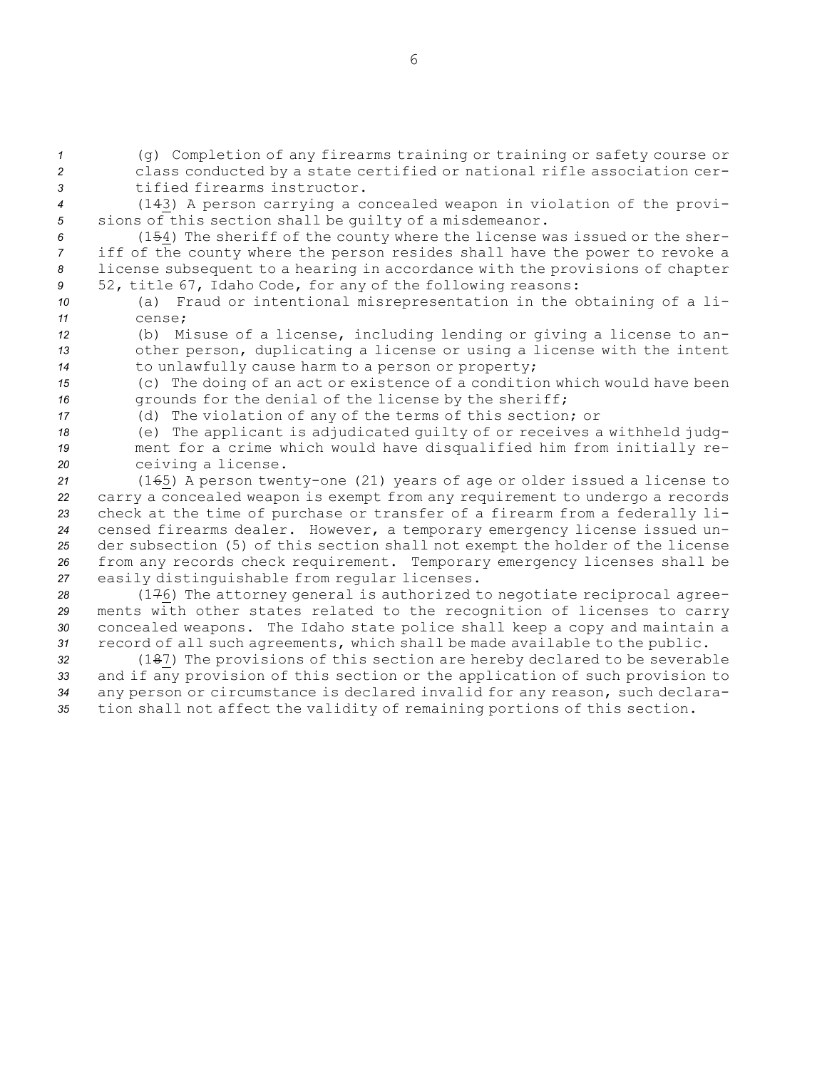(g) Completion of any firearms training or training or safety course or class conducted by a state certified or national rifle association certified firearms instructor.

(1~~4~~3) A person carrying a concealed weapon in violation of the provisions of this section shall be guilty of a misdemeanor.

(1~~5~~4) The sheriff of the county where the license was issued or the sheriff of the county where the person resides shall have the power to revoke a license subsequent to a hearing in accordance with the provisions of chapter 52, title 67, Idaho Code, for any of the following reasons:

(a) Fraud or intentional misrepresentation in the obtaining of a license;

(b) Misuse of a license, including lending or giving a license to another person, duplicating a license or using a license with the intent to unlawfully cause harm to a person or property;

(c) The doing of an act or existence of a condition which would have been grounds for the denial of the license by the sheriff;

(d) The violation of any of the terms of this section; or

(e) The applicant is adjudicated guilty of or receives a withheld judgment for a crime which would have disqualified him from initially receiving a license.

(1~~6~~5) A person twenty-one (21) years of age or older issued a license to carry a concealed weapon is exempt from any requirement to undergo a records check at the time of purchase or transfer of a firearm from a federally licensed firearms dealer. However, a temporary emergency license issued under subsection (5) of this section shall not exempt the holder of the license from any records check requirement. Temporary emergency licenses shall be easily distinguishable from regular licenses.

(1~~7~~6) The attorney general is authorized to negotiate reciprocal agreements with other states related to the recognition of licenses to carry concealed weapons. The Idaho state police shall keep a copy and maintain a record of all such agreements, which shall be made available to the public.

(1~~8~~7) The provisions of this section are hereby declared to be severable and if any provision of this section or the application of such provision to any person or circumstance is declared invalid for any reason, such declaration shall not affect the validity of remaining portions of this section.